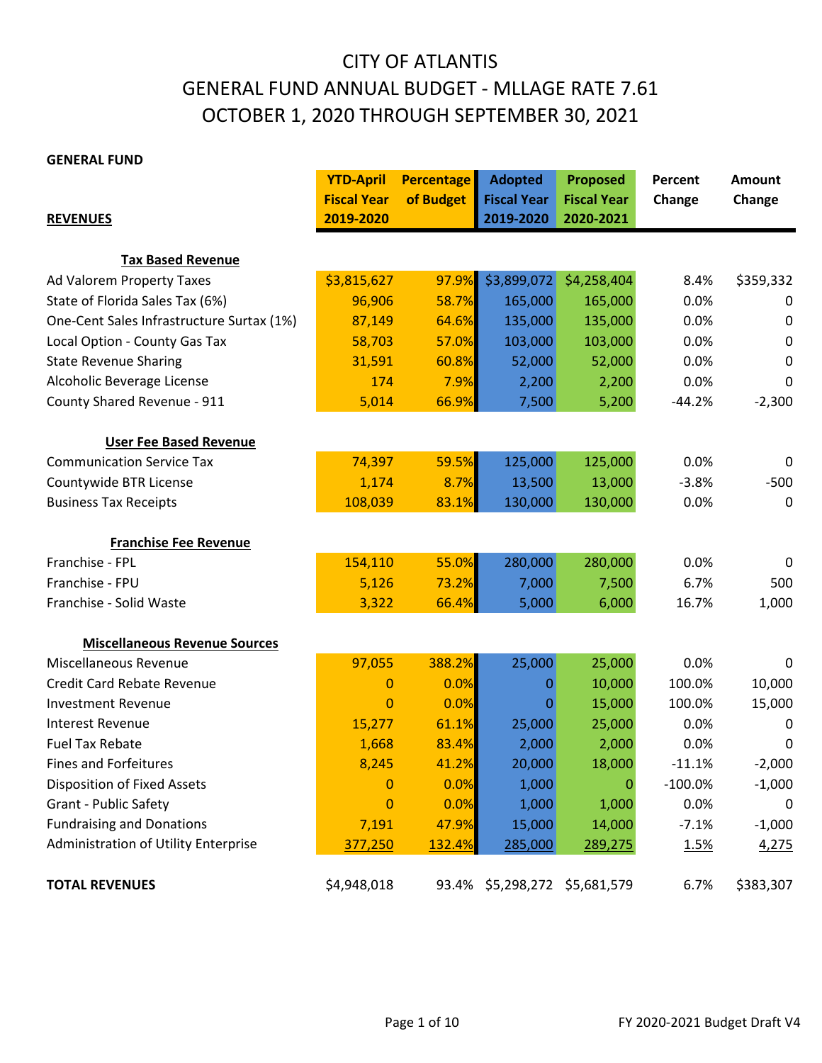# CITY OF ATLANTIS
# GENERAL FUND ANNUAL BUDGET - MLLAGE RATE 7.61
# OCTOBER 1, 2020 THROUGH SEPTEMBER 30, 2021

**GENERAL FUND**

| **REVENUES** | **YTD-April Fiscal Year 2019-2020** | **Percentage of Budget** | **Adopted Fiscal Year 2019-2020** | **Proposed Fiscal Year 2020-2021** | **Percent Change** | **Amount Change** |
|---|---|---|---|---|---|---|
| **Tax Based Revenue** | | | | | | |
| Ad Valorem Property Taxes | $3,815,627 | 97.9% | $3,899,072 | $4,258,404 | 8.4% | $359,332 |
| State of Florida Sales Tax (6%) | 96,906 | 58.7% | 165,000 | 165,000 | 0.0% | 0 |
| One-Cent Sales Infrastructure Surtax (1%) | 87,149 | 64.6% | 135,000 | 135,000 | 0.0% | 0 |
| Local Option - County Gas Tax | 58,703 | 57.0% | 103,000 | 103,000 | 0.0% | 0 |
| State Revenue Sharing | 31,591 | 60.8% | 52,000 | 52,000 | 0.0% | 0 |
| Alcoholic Beverage License | 174 | 7.9% | 2,200 | 2,200 | 0.0% | 0 |
| County Shared Revenue - 911 | 5,014 | 66.9% | 7,500 | 5,200 | -44.2% | -2,300 |
| **User Fee Based Revenue** | | | | | | |
| Communication Service Tax | 74,397 | 59.5% | 125,000 | 125,000 | 0.0% | 0 |
| Countywide BTR License | 1,174 | 8.7% | 13,500 | 13,000 | -3.8% | -500 |
| Business Tax Receipts | 108,039 | 83.1% | 130,000 | 130,000 | 0.0% | 0 |
| **Franchise Fee Revenue** | | | | | | |
| Franchise - FPL | 154,110 | 55.0% | 280,000 | 280,000 | 0.0% | 0 |
| Franchise - FPU | 5,126 | 73.2% | 7,000 | 7,500 | 6.7% | 500 |
| Franchise - Solid Waste | 3,322 | 66.4% | 5,000 | 6,000 | 16.7% | 1,000 |
| **Miscellaneous Revenue Sources** | | | | | | |
| Miscellaneous Revenue | 97,055 | 388.2% | 25,000 | 25,000 | 0.0% | 0 |
| Credit Card Rebate Revenue | 0 | 0.0% | 0 | 10,000 | 100.0% | 10,000 |
| Investment Revenue | 0 | 0.0% | 0 | 15,000 | 100.0% | 15,000 |
| Interest Revenue | 15,277 | 61.1% | 25,000 | 25,000 | 0.0% | 0 |
| Fuel Tax Rebate | 1,668 | 83.4% | 2,000 | 2,000 | 0.0% | 0 |
| Fines and Forfeitures | 8,245 | 41.2% | 20,000 | 18,000 | -11.1% | -2,000 |
| Disposition of Fixed Assets | 0 | 0.0% | 1,000 | 0 | -100.0% | -1,000 |
| Grant - Public Safety | 0 | 0.0% | 1,000 | 1,000 | 0.0% | 0 |
| Fundraising and Donations | 7,191 | 47.9% | 15,000 | 14,000 | -7.1% | -1,000 |
| Administration of Utility Enterprise | 377,250 | 132.4% | 285,000 | 289,275 | 1.5% | 4,275 |
| **TOTAL REVENUES** | $4,948,018 | 93.4% | $5,298,272 | $5,681,579 | 6.7% | $383,307 |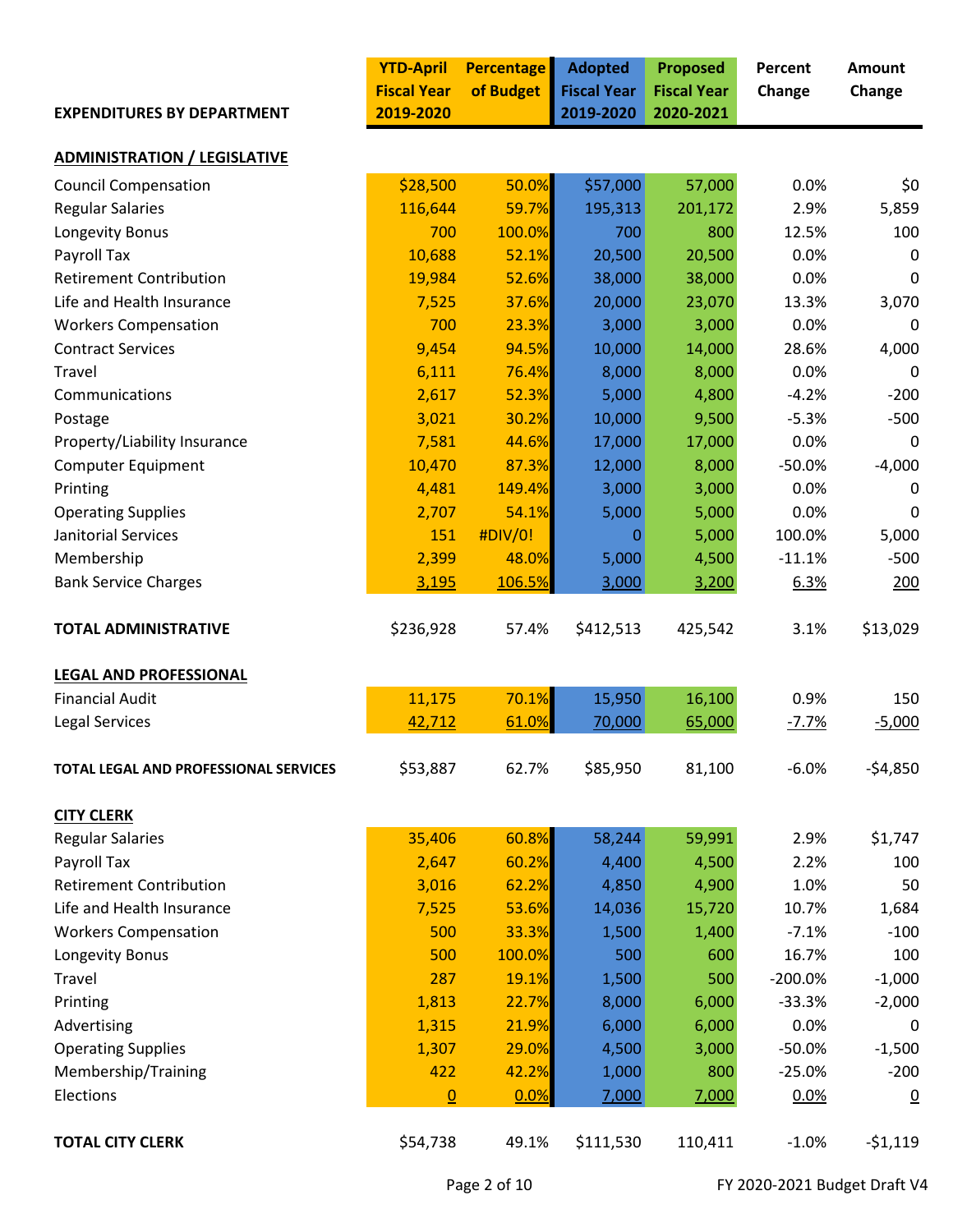| EXPENDITURES BY DEPARTMENT | YTD-April Fiscal Year 2019-2020 | Percentage of Budget | Adopted Fiscal Year 2019-2020 | Proposed Fiscal Year 2020-2021 | Percent Change | Amount Change |
|---|---|---|---|---|---|---|
| **ADMINISTRATION / LEGISLATIVE** | | | | | | |
| Council Compensation | $28,500 | 50.0% | $57,000 | 57,000 | 0.0% | $0 |
| Regular Salaries | 116,644 | 59.7% | 195,313 | 201,172 | 2.9% | 5,859 |
| Longevity Bonus | 700 | 100.0% | 700 | 800 | 12.5% | 100 |
| Payroll Tax | 10,688 | 52.1% | 20,500 | 20,500 | 0.0% | 0 |
| Retirement Contribution | 19,984 | 52.6% | 38,000 | 38,000 | 0.0% | 0 |
| Life and Health Insurance | 7,525 | 37.6% | 20,000 | 23,070 | 13.3% | 3,070 |
| Workers Compensation | 700 | 23.3% | 3,000 | 3,000 | 0.0% | 0 |
| Contract Services | 9,454 | 94.5% | 10,000 | 14,000 | 28.6% | 4,000 |
| Travel | 6,111 | 76.4% | 8,000 | 8,000 | 0.0% | 0 |
| Communications | 2,617 | 52.3% | 5,000 | 4,800 | -4.2% | -200 |
| Postage | 3,021 | 30.2% | 10,000 | 9,500 | -5.3% | -500 |
| Property/Liability Insurance | 7,581 | 44.6% | 17,000 | 17,000 | 0.0% | 0 |
| Computer Equipment | 10,470 | 87.3% | 12,000 | 8,000 | -50.0% | -4,000 |
| Printing | 4,481 | 149.4% | 3,000 | 3,000 | 0.0% | 0 |
| Operating Supplies | 2,707 | 54.1% | 5,000 | 5,000 | 0.0% | 0 |
| Janitorial Services | 151 | #DIV/0! | 0 | 5,000 | 100.0% | 5,000 |
| Membership | 2,399 | 48.0% | 5,000 | 4,500 | -11.1% | -500 |
| Bank Service Charges | 3,195 | 106.5% | 3,000 | 3,200 | 6.3% | 200 |
| **TOTAL ADMINISTRATIVE** | $236,928 | 57.4% | $412,513 | 425,542 | 3.1% | $13,029 |
| **LEGAL AND PROFESSIONAL** | | | | | | |
| Financial Audit | 11,175 | 70.1% | 15,950 | 16,100 | 0.9% | 150 |
| Legal Services | 42,712 | 61.0% | 70,000 | 65,000 | -7.7% | -5,000 |
| **TOTAL LEGAL AND PROFESSIONAL SERVICES** | $53,887 | 62.7% | $85,950 | 81,100 | -6.0% | -$4,850 |
| **CITY CLERK** | | | | | | |
| Regular Salaries | 35,406 | 60.8% | 58,244 | 59,991 | 2.9% | $1,747 |
| Payroll Tax | 2,647 | 60.2% | 4,400 | 4,500 | 2.2% | 100 |
| Retirement Contribution | 3,016 | 62.2% | 4,850 | 4,900 | 1.0% | 50 |
| Life and Health Insurance | 7,525 | 53.6% | 14,036 | 15,720 | 10.7% | 1,684 |
| Workers Compensation | 500 | 33.3% | 1,500 | 1,400 | -7.1% | -100 |
| Longevity Bonus | 500 | 100.0% | 500 | 600 | 16.7% | 100 |
| Travel | 287 | 19.1% | 1,500 | 500 | -200.0% | -1,000 |
| Printing | 1,813 | 22.7% | 8,000 | 6,000 | -33.3% | -2,000 |
| Advertising | 1,315 | 21.9% | 6,000 | 6,000 | 0.0% | 0 |
| Operating Supplies | 1,307 | 29.0% | 4,500 | 3,000 | -50.0% | -1,500 |
| Membership/Training | 422 | 42.2% | 1,000 | 800 | -25.0% | -200 |
| Elections | 0 | 0.0% | 7,000 | 7,000 | 0.0% | 0 |
| **TOTAL CITY CLERK** | $54,738 | 49.1% | $111,530 | 110,411 | -1.0% | -$1,119 |

FY 2020-2021 Budget Draft V4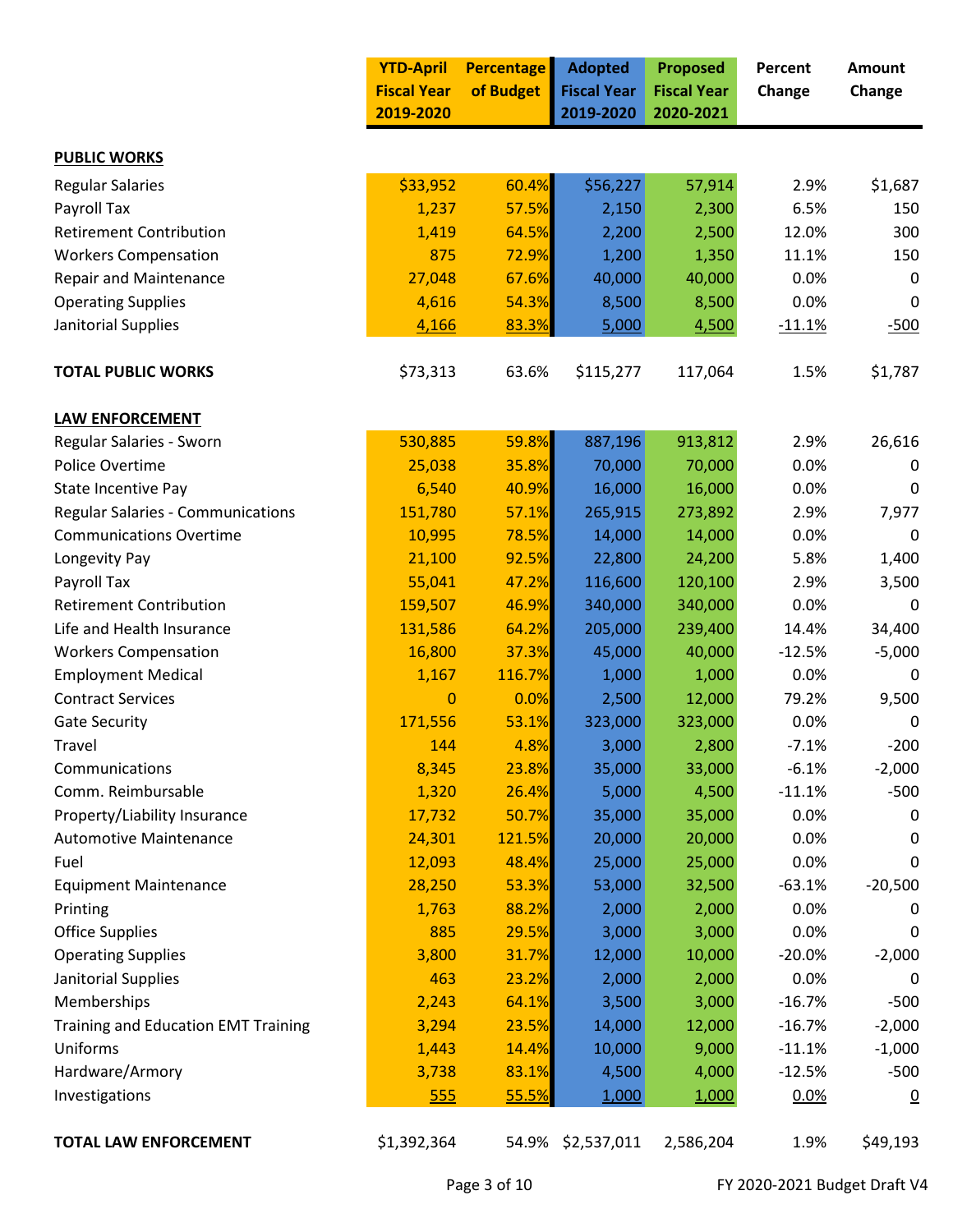| | YTD-April Fiscal Year 2019-2020 | Percentage of Budget | Adopted Fiscal Year 2019-2020 | Proposed Fiscal Year 2020-2021 | Percent Change | Amount Change |
|---|---|---|---|---|---|---|
| **PUBLIC WORKS** | | | | | | |
| Regular Salaries | $33,952 | 60.4% | $56,227 | 57,914 | 2.9% | $1,687 |
| Payroll Tax | 1,237 | 57.5% | 2,150 | 2,300 | 6.5% | 150 |
| Retirement Contribution | 1,419 | 64.5% | 2,200 | 2,500 | 12.0% | 300 |
| Workers Compensation | 875 | 72.9% | 1,200 | 1,350 | 11.1% | 150 |
| Repair and Maintenance | 27,048 | 67.6% | 40,000 | 40,000 | 0.0% | 0 |
| Operating Supplies | 4,616 | 54.3% | 8,500 | 8,500 | 0.0% | 0 |
| Janitorial Supplies | 4,166 | 83.3% | 5,000 | 4,500 | -11.1% | -500 |
| **TOTAL PUBLIC WORKS** | $73,313 | 63.6% | $115,277 | 117,064 | 1.5% | $1,787 |
| **LAW ENFORCEMENT** | | | | | | |
| Regular Salaries - Sworn | 530,885 | 59.8% | 887,196 | 913,812 | 2.9% | 26,616 |
| Police Overtime | 25,038 | 35.8% | 70,000 | 70,000 | 0.0% | 0 |
| State Incentive Pay | 6,540 | 40.9% | 16,000 | 16,000 | 0.0% | 0 |
| Regular Salaries - Communications | 151,780 | 57.1% | 265,915 | 273,892 | 2.9% | 7,977 |
| Communications Overtime | 10,995 | 78.5% | 14,000 | 14,000 | 0.0% | 0 |
| Longevity Pay | 21,100 | 92.5% | 22,800 | 24,200 | 5.8% | 1,400 |
| Payroll Tax | 55,041 | 47.2% | 116,600 | 120,100 | 2.9% | 3,500 |
| Retirement Contribution | 159,507 | 46.9% | 340,000 | 340,000 | 0.0% | 0 |
| Life and Health Insurance | 131,586 | 64.2% | 205,000 | 239,400 | 14.4% | 34,400 |
| Workers Compensation | 16,800 | 37.3% | 45,000 | 40,000 | -12.5% | -5,000 |
| Employment Medical | 1,167 | 116.7% | 1,000 | 1,000 | 0.0% | 0 |
| Contract Services | 0 | 0.0% | 2,500 | 12,000 | 79.2% | 9,500 |
| Gate Security | 171,556 | 53.1% | 323,000 | 323,000 | 0.0% | 0 |
| Travel | 144 | 4.8% | 3,000 | 2,800 | -7.1% | -200 |
| Communications | 8,345 | 23.8% | 35,000 | 33,000 | -6.1% | -2,000 |
| Comm. Reimbursable | 1,320 | 26.4% | 5,000 | 4,500 | -11.1% | -500 |
| Property/Liability Insurance | 17,732 | 50.7% | 35,000 | 35,000 | 0.0% | 0 |
| Automotive Maintenance | 24,301 | 121.5% | 20,000 | 20,000 | 0.0% | 0 |
| Fuel | 12,093 | 48.4% | 25,000 | 25,000 | 0.0% | 0 |
| Equipment Maintenance | 28,250 | 53.3% | 53,000 | 32,500 | -63.1% | -20,500 |
| Printing | 1,763 | 88.2% | 2,000 | 2,000 | 0.0% | 0 |
| Office Supplies | 885 | 29.5% | 3,000 | 3,000 | 0.0% | 0 |
| Operating Supplies | 3,800 | 31.7% | 12,000 | 10,000 | -20.0% | -2,000 |
| Janitorial Supplies | 463 | 23.2% | 2,000 | 2,000 | 0.0% | 0 |
| Memberships | 2,243 | 64.1% | 3,500 | 3,000 | -16.7% | -500 |
| Training and Education EMT Training | 3,294 | 23.5% | 14,000 | 12,000 | -16.7% | -2,000 |
| Uniforms | 1,443 | 14.4% | 10,000 | 9,000 | -11.1% | -1,000 |
| Hardware/Armory | 3,738 | 83.1% | 4,500 | 4,000 | -12.5% | -500 |
| Investigations | 555 | 55.5% | 1,000 | 1,000 | 0.0% | 0 |
| **TOTAL LAW ENFORCEMENT** | $1,392,364 | 54.9% | $2,537,011 | 2,586,204 | 1.9% | $49,193 |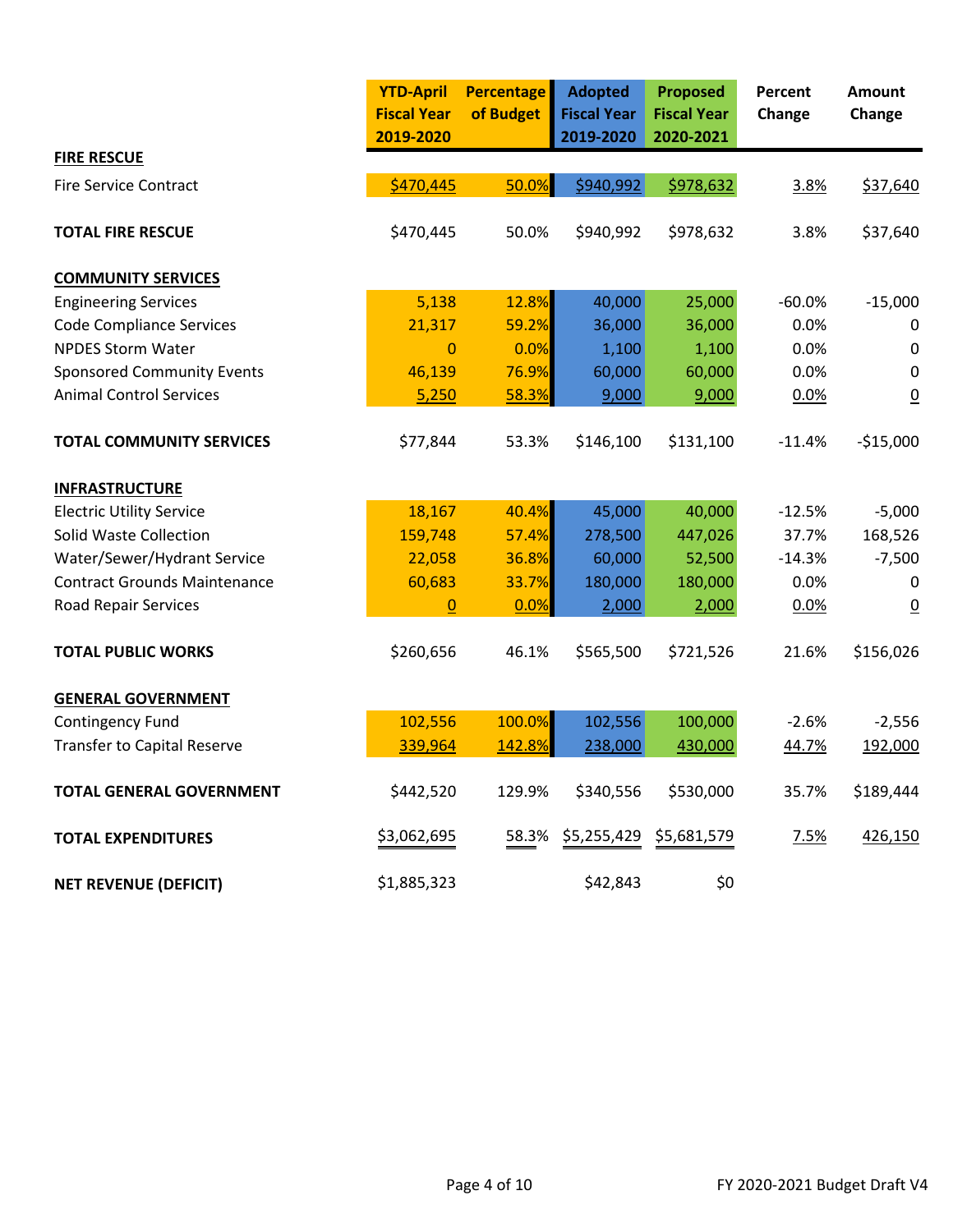| | YTD-April Fiscal Year 2019-2020 | Percentage of Budget | Adopted Fiscal Year 2019-2020 | Proposed Fiscal Year 2020-2021 | Percent Change | Amount Change |
|---|---|---|---|---|---|---|
| **FIRE RESCUE** | | | | | | |
| Fire Service Contract | $470,445 | 50.0% | $940,992 | $978,632 | 3.8% | $37,640 |
| **TOTAL FIRE RESCUE** | $470,445 | 50.0% | $940,992 | $978,632 | 3.8% | $37,640 |
| **COMMUNITY SERVICES** | | | | | | |
| Engineering Services | 5,138 | 12.8% | 40,000 | 25,000 | -60.0% | -15,000 |
| Code Compliance Services | 21,317 | 59.2% | 36,000 | 36,000 | 0.0% | 0 |
| NPDES Storm Water | 0 | 0.0% | 1,100 | 1,100 | 0.0% | 0 |
| Sponsored Community Events | 46,139 | 76.9% | 60,000 | 60,000 | 0.0% | 0 |
| Animal Control Services | 5,250 | 58.3% | 9,000 | 9,000 | 0.0% | 0 |
| **TOTAL COMMUNITY SERVICES** | $77,844 | 53.3% | $146,100 | $131,100 | -11.4% | -$15,000 |
| **INFRASTRUCTURE** | | | | | | |
| Electric Utility Service | 18,167 | 40.4% | 45,000 | 40,000 | -12.5% | -5,000 |
| Solid Waste Collection | 159,748 | 57.4% | 278,500 | 447,026 | 37.7% | 168,526 |
| Water/Sewer/Hydrant Service | 22,058 | 36.8% | 60,000 | 52,500 | -14.3% | -7,500 |
| Contract Grounds Maintenance | 60,683 | 33.7% | 180,000 | 180,000 | 0.0% | 0 |
| Road Repair Services | 0 | 0.0% | 2,000 | 2,000 | 0.0% | 0 |
| **TOTAL PUBLIC WORKS** | $260,656 | 46.1% | $565,500 | $721,526 | 21.6% | $156,026 |
| **GENERAL GOVERNMENT** | | | | | | |
| Contingency Fund | 102,556 | 100.0% | 102,556 | 100,000 | -2.6% | -2,556 |
| Transfer to Capital Reserve | 339,964 | 142.8% | 238,000 | 430,000 | 44.7% | 192,000 |
| **TOTAL GENERAL GOVERNMENT** | $442,520 | 129.9% | $340,556 | $530,000 | 35.7% | $189,444 |
| **TOTAL EXPENDITURES** | $3,062,695 | 58.3% | $5,255,429 | $5,681,579 | 7.5% | 426,150 |
| **NET REVENUE (DEFICIT)** | $1,885,323 | | $42,843 | $0 | | |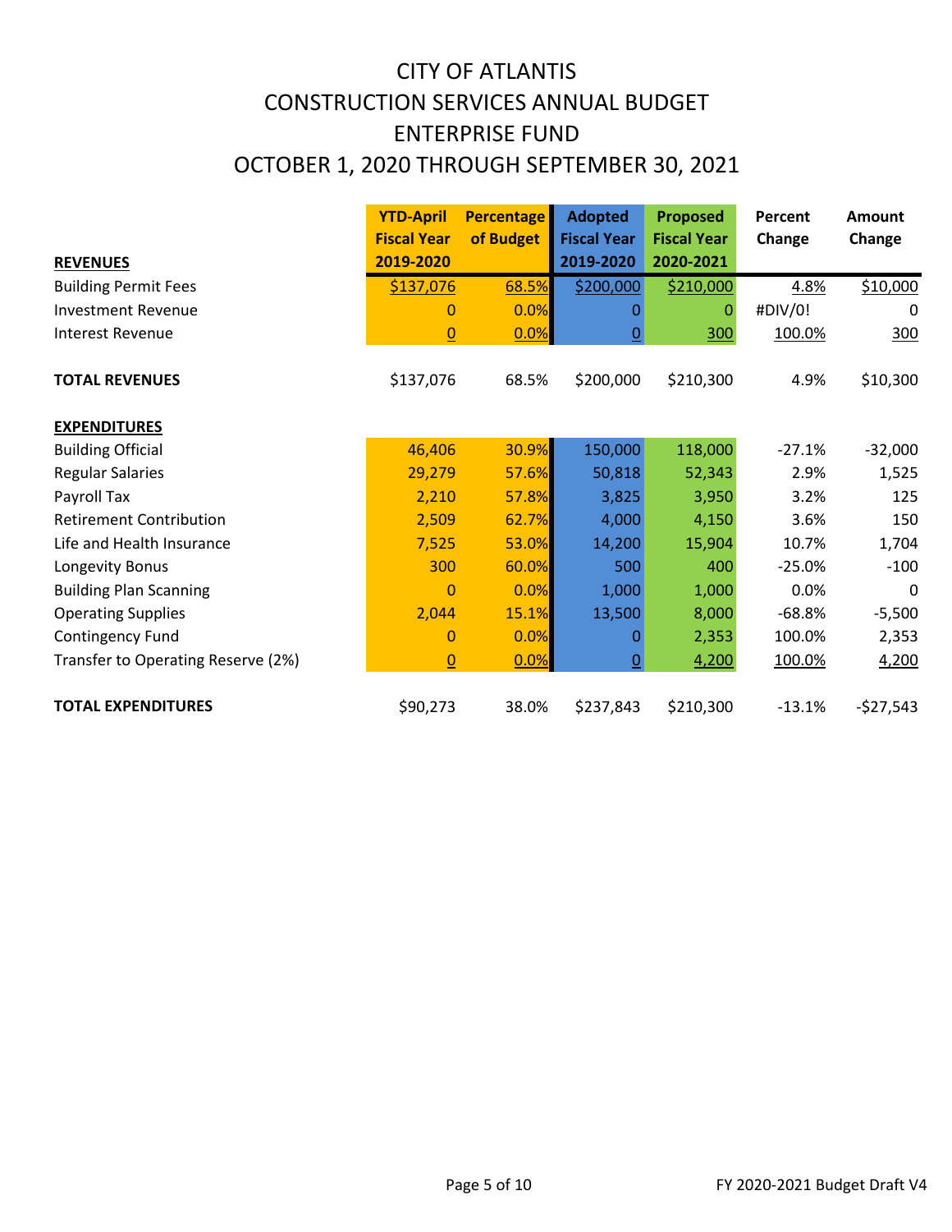# CITY OF ATLANTIS
# CONSTRUCTION SERVICES ANNUAL BUDGET
# ENTERPRISE FUND
# OCTOBER 1, 2020 THROUGH SEPTEMBER 30, 2021

| | YTD-April Fiscal Year 2019-2020 | Percentage of Budget | Adopted Fiscal Year 2019-2020 | Proposed Fiscal Year 2020-2021 | Percent Change | Amount Change |
|---|---|---|---|---|---|---|
| **REVENUES** | | | | | | |
| Building Permit Fees | $137,076 | 68.5% | $200,000 | $210,000 | 4.8% | $10,000 |
| Investment Revenue | 0 | 0.0% | 0 | 0 | #DIV/0! | 0 |
| Interest Revenue | 0 | 0.0% | 0 | 300 | 100.0% | 300 |
| **TOTAL REVENUES** | $137,076 | 68.5% | $200,000 | $210,300 | 4.9% | $10,300 |
| **EXPENDITURES** | | | | | | |
| Building Official | 46,406 | 30.9% | 150,000 | 118,000 | -27.1% | -32,000 |
| Regular Salaries | 29,279 | 57.6% | 50,818 | 52,343 | 2.9% | 1,525 |
| Payroll Tax | 2,210 | 57.8% | 3,825 | 3,950 | 3.2% | 125 |
| Retirement Contribution | 2,509 | 62.7% | 4,000 | 4,150 | 3.6% | 150 |
| Life and Health Insurance | 7,525 | 53.0% | 14,200 | 15,904 | 10.7% | 1,704 |
| Longevity Bonus | 300 | 60.0% | 500 | 400 | -25.0% | -100 |
| Building Plan Scanning | 0 | 0.0% | 1,000 | 1,000 | 0.0% | 0 |
| Operating Supplies | 2,044 | 15.1% | 13,500 | 8,000 | -68.8% | -5,500 |
| Contingency Fund | 0 | 0.0% | 0 | 2,353 | 100.0% | 2,353 |
| Transfer to Operating Reserve (2%) | 0 | 0.0% | 0 | 4,200 | 100.0% | 4,200 |
| **TOTAL EXPENDITURES** | $90,273 | 38.0% | $237,843 | $210,300 | -13.1% | -$27,543 |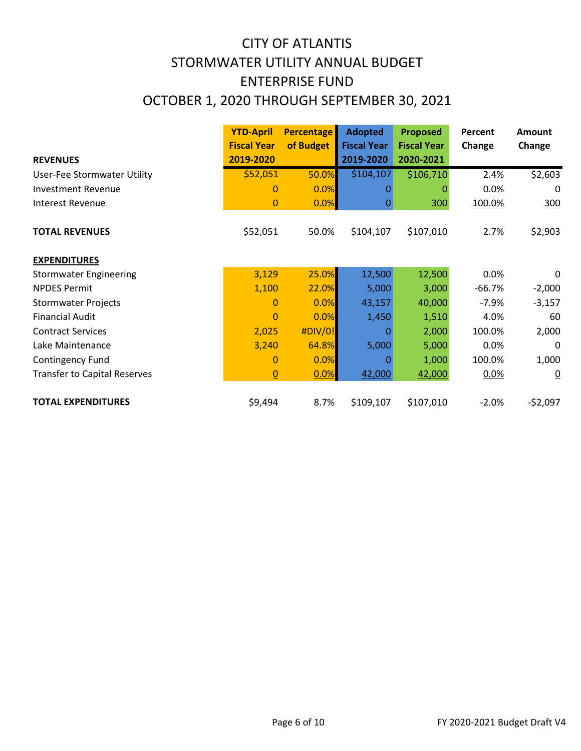# CITY OF ATLANTIS
# STORMWATER UTILITY ANNUAL BUDGET
# ENTERPRISE FUND
# OCTOBER 1, 2020 THROUGH SEPTEMBER 30, 2021

| REVENUES | YTD-April Fiscal Year 2019-2020 | Percentage of Budget | Adopted Fiscal Year 2019-2020 | Proposed Fiscal Year 2020-2021 | Percent Change | Amount Change |
|---|---|---|---|---|---|---|
| User-Fee Stormwater Utility | $52,051 | 50.0% | $104,107 | $106,710 | 2.4% | $2,603 |
| Investment Revenue | 0 | 0.0% | 0 | 0 | 0.0% | 0 |
| Interest Revenue | 0 | 0.0% | 0 | 300 | 100.0% | 300 |
| **TOTAL REVENUES** | $52,051 | 50.0% | $104,107 | $107,010 | 2.7% | $2,903 |
| **EXPENDITURES** | | | | | | |
| Stormwater Engineering | 3,129 | 25.0% | 12,500 | 12,500 | 0.0% | 0 |
| NPDES Permit | 1,100 | 22.0% | 5,000 | 3,000 | -66.7% | -2,000 |
| Stormwater Projects | 0 | 0.0% | 43,157 | 40,000 | -7.9% | -3,157 |
| Financial Audit | 0 | 0.0% | 1,450 | 1,510 | 4.0% | 60 |
| Contract Services | 2,025 | #DIV/0! | 0 | 2,000 | 100.0% | 2,000 |
| Lake Maintenance | 3,240 | 64.8% | 5,000 | 5,000 | 0.0% | 0 |
| Contingency Fund | 0 | 0.0% | 0 | 1,000 | 100.0% | 1,000 |
| Transfer to Capital Reserves | 0 | 0.0% | 42,000 | 42,000 | 0.0% | 0 |
| **TOTAL EXPENDITURES** | $9,494 | 8.7% | $109,107 | $107,010 | -2.0% | -$2,097 |

FY 2020-2021 Budget Draft V4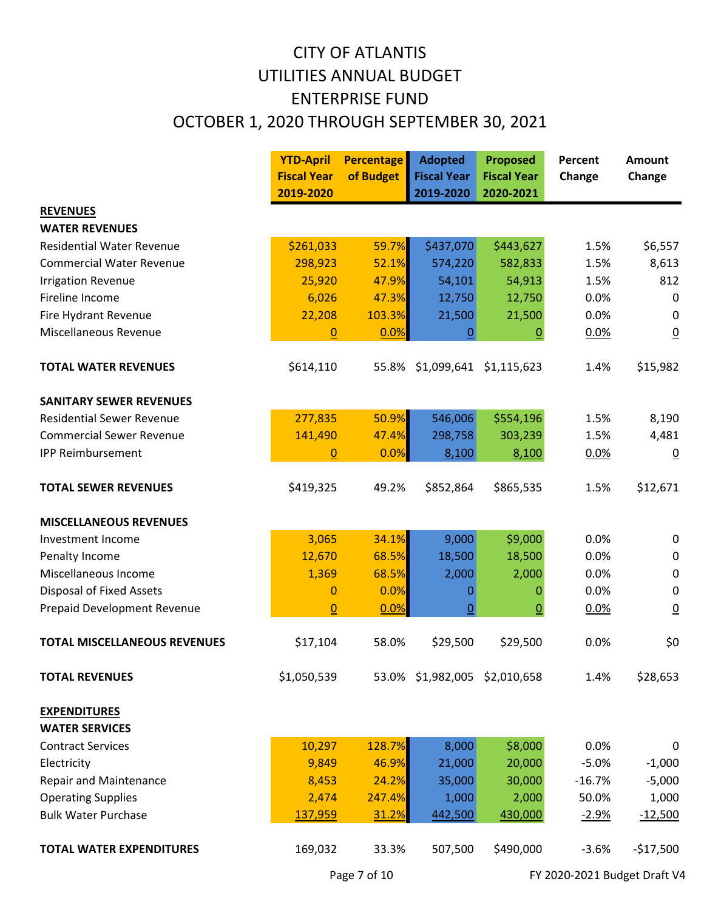# CITY OF ATLANTIS
# UTILITIES ANNUAL BUDGET
# ENTERPRISE FUND
# OCTOBER 1, 2020 THROUGH SEPTEMBER 30, 2021

| | YTD-April Fiscal Year 2019-2020 | Percentage of Budget | Adopted Fiscal Year 2019-2020 | Proposed Fiscal Year 2020-2021 | Percent Change | Amount Change |
|---|---|---|---|---|---|---|
| **REVENUES** | | | | | | |
| **WATER REVENUES** | | | | | | |
| Residential Water Revenue | $261,033 | 59.7% | $437,070 | $443,627 | 1.5% | $6,557 |
| Commercial Water Revenue | 298,923 | 52.1% | 574,220 | 582,833 | 1.5% | 8,613 |
| Irrigation Revenue | 25,920 | 47.9% | 54,101 | 54,913 | 1.5% | 812 |
| Fireline Income | 6,026 | 47.3% | 12,750 | 12,750 | 0.0% | 0 |
| Fire Hydrant Revenue | 22,208 | 103.3% | 21,500 | 21,500 | 0.0% | 0 |
| Miscellaneous Revenue | 0 | 0.0% | 0 | 0 | 0.0% | 0 |
| **TOTAL WATER REVENUES** | $614,110 | 55.8% | $1,099,641 | $1,115,623 | 1.4% | $15,982 |
| **SANITARY SEWER REVENUES** | | | | | | |
| Residential Sewer Revenue | 277,835 | 50.9% | 546,006 | $554,196 | 1.5% | 8,190 |
| Commercial Sewer Revenue | 141,490 | 47.4% | 298,758 | 303,239 | 1.5% | 4,481 |
| IPP Reimbursement | 0 | 0.0% | 8,100 | 8,100 | 0.0% | 0 |
| **TOTAL SEWER REVENUES** | $419,325 | 49.2% | $852,864 | $865,535 | 1.5% | $12,671 |
| **MISCELLANEOUS REVENUES** | | | | | | |
| Investment Income | 3,065 | 34.1% | 9,000 | $9,000 | 0.0% | 0 |
| Penalty Income | 12,670 | 68.5% | 18,500 | 18,500 | 0.0% | 0 |
| Miscellaneous Income | 1,369 | 68.5% | 2,000 | 2,000 | 0.0% | 0 |
| Disposal of Fixed Assets | 0 | 0.0% | 0 | 0 | 0.0% | 0 |
| Prepaid Development Revenue | 0 | 0.0% | 0 | 0 | 0.0% | 0 |
| **TOTAL MISCELLANEOUS REVENUES** | $17,104 | 58.0% | $29,500 | $29,500 | 0.0% | $0 |
| **TOTAL REVENUES** | $1,050,539 | 53.0% | $1,982,005 | $2,010,658 | 1.4% | $28,653 |
| **EXPENDITURES** | | | | | | |
| **WATER SERVICES** | | | | | | |
| Contract Services | 10,297 | 128.7% | 8,000 | $8,000 | 0.0% | 0 |
| Electricity | 9,849 | 46.9% | 21,000 | 20,000 | -5.0% | -1,000 |
| Repair and Maintenance | 8,453 | 24.2% | 35,000 | 30,000 | -16.7% | -5,000 |
| Operating Supplies | 2,474 | 247.4% | 1,000 | 2,000 | 50.0% | 1,000 |
| Bulk Water Purchase | 137,959 | 31.2% | 442,500 | 430,000 | -2.9% | -12,500 |
| **TOTAL WATER EXPENDITURES** | 169,032 | 33.3% | 507,500 | $490,000 | -3.6% | -$17,500 |

FY 2020-2021 Budget Draft V4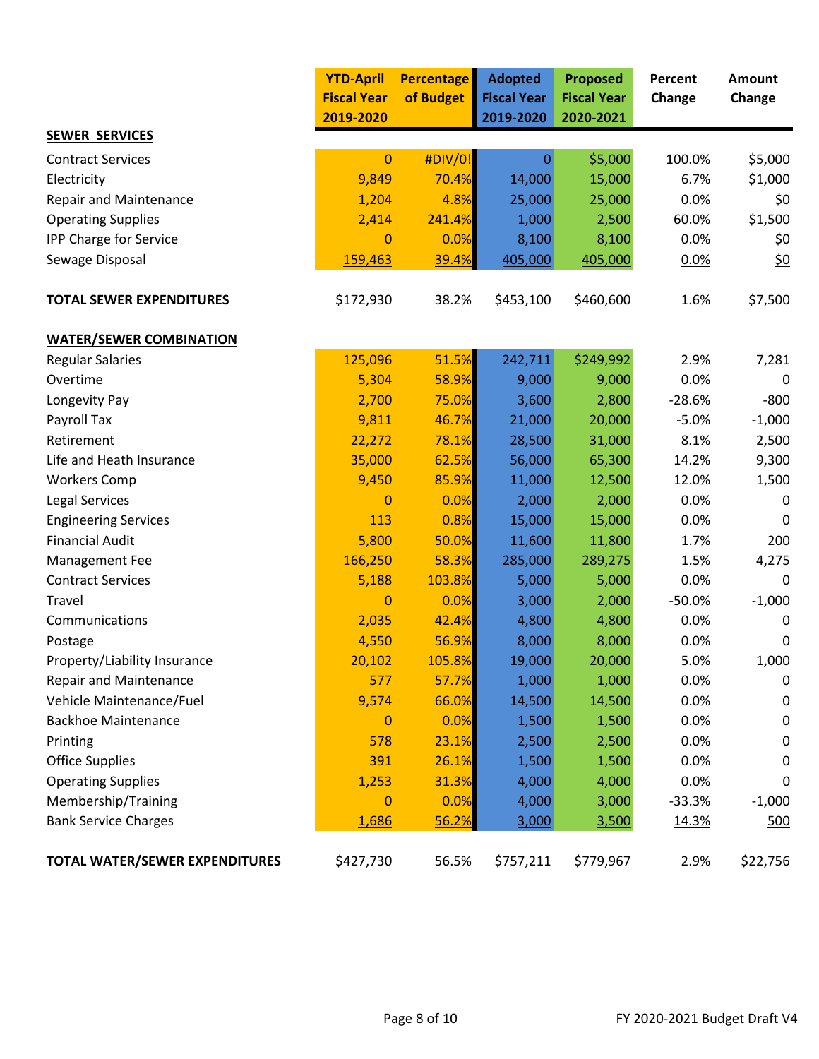| | YTD-April Fiscal Year 2019-2020 | Percentage of Budget | Adopted Fiscal Year 2019-2020 | Proposed Fiscal Year 2020-2021 | Percent Change | Amount Change |
|---|---|---|---|---|---|---|
| **SEWER SERVICES** | | | | | | |
| Contract Services | 0 | #DIV/0! | 0 | $5,000 | 100.0% | $5,000 |
| Electricity | 9,849 | 70.4% | 14,000 | 15,000 | 6.7% | $1,000 |
| Repair and Maintenance | 1,204 | 4.8% | 25,000 | 25,000 | 0.0% | $0 |
| Operating Supplies | 2,414 | 241.4% | 1,000 | 2,500 | 60.0% | $1,500 |
| IPP Charge for Service | 0 | 0.0% | 8,100 | 8,100 | 0.0% | $0 |
| Sewage Disposal | 159,463 | 39.4% | 405,000 | 405,000 | 0.0% | $0 |
| **TOTAL SEWER EXPENDITURES** | $172,930 | 38.2% | $453,100 | $460,600 | 1.6% | $7,500 |
| **WATER/SEWER COMBINATION** | | | | | | |
| Regular Salaries | 125,096 | 51.5% | 242,711 | $249,992 | 2.9% | 7,281 |
| Overtime | 5,304 | 58.9% | 9,000 | 9,000 | 0.0% | 0 |
| Longevity Pay | 2,700 | 75.0% | 3,600 | 2,800 | -28.6% | -800 |
| Payroll Tax | 9,811 | 46.7% | 21,000 | 20,000 | -5.0% | -1,000 |
| Retirement | 22,272 | 78.1% | 28,500 | 31,000 | 8.1% | 2,500 |
| Life and Heath Insurance | 35,000 | 62.5% | 56,000 | 65,300 | 14.2% | 9,300 |
| Workers Comp | 9,450 | 85.9% | 11,000 | 12,500 | 12.0% | 1,500 |
| Legal Services | 0 | 0.0% | 2,000 | 2,000 | 0.0% | 0 |
| Engineering Services | 113 | 0.8% | 15,000 | 15,000 | 0.0% | 0 |
| Financial Audit | 5,800 | 50.0% | 11,600 | 11,800 | 1.7% | 200 |
| Management Fee | 166,250 | 58.3% | 285,000 | 289,275 | 1.5% | 4,275 |
| Contract Services | 5,188 | 103.8% | 5,000 | 5,000 | 0.0% | 0 |
| Travel | 0 | 0.0% | 3,000 | 2,000 | -50.0% | -1,000 |
| Communications | 2,035 | 42.4% | 4,800 | 4,800 | 0.0% | 0 |
| Postage | 4,550 | 56.9% | 8,000 | 8,000 | 0.0% | 0 |
| Property/Liability Insurance | 20,102 | 105.8% | 19,000 | 20,000 | 5.0% | 1,000 |
| Repair and Maintenance | 577 | 57.7% | 1,000 | 1,000 | 0.0% | 0 |
| Vehicle Maintenance/Fuel | 9,574 | 66.0% | 14,500 | 14,500 | 0.0% | 0 |
| Backhoe Maintenance | 0 | 0.0% | 1,500 | 1,500 | 0.0% | 0 |
| Printing | 578 | 23.1% | 2,500 | 2,500 | 0.0% | 0 |
| Office Supplies | 391 | 26.1% | 1,500 | 1,500 | 0.0% | 0 |
| Operating Supplies | 1,253 | 31.3% | 4,000 | 4,000 | 0.0% | 0 |
| Membership/Training | 0 | 0.0% | 4,000 | 3,000 | -33.3% | -1,000 |
| Bank Service Charges | 1,686 | 56.2% | 3,000 | 3,500 | 14.3% | 500 |
| **TOTAL WATER/SEWER EXPENDITURES** | $427,730 | 56.5% | $757,211 | $779,967 | 2.9% | $22,756 |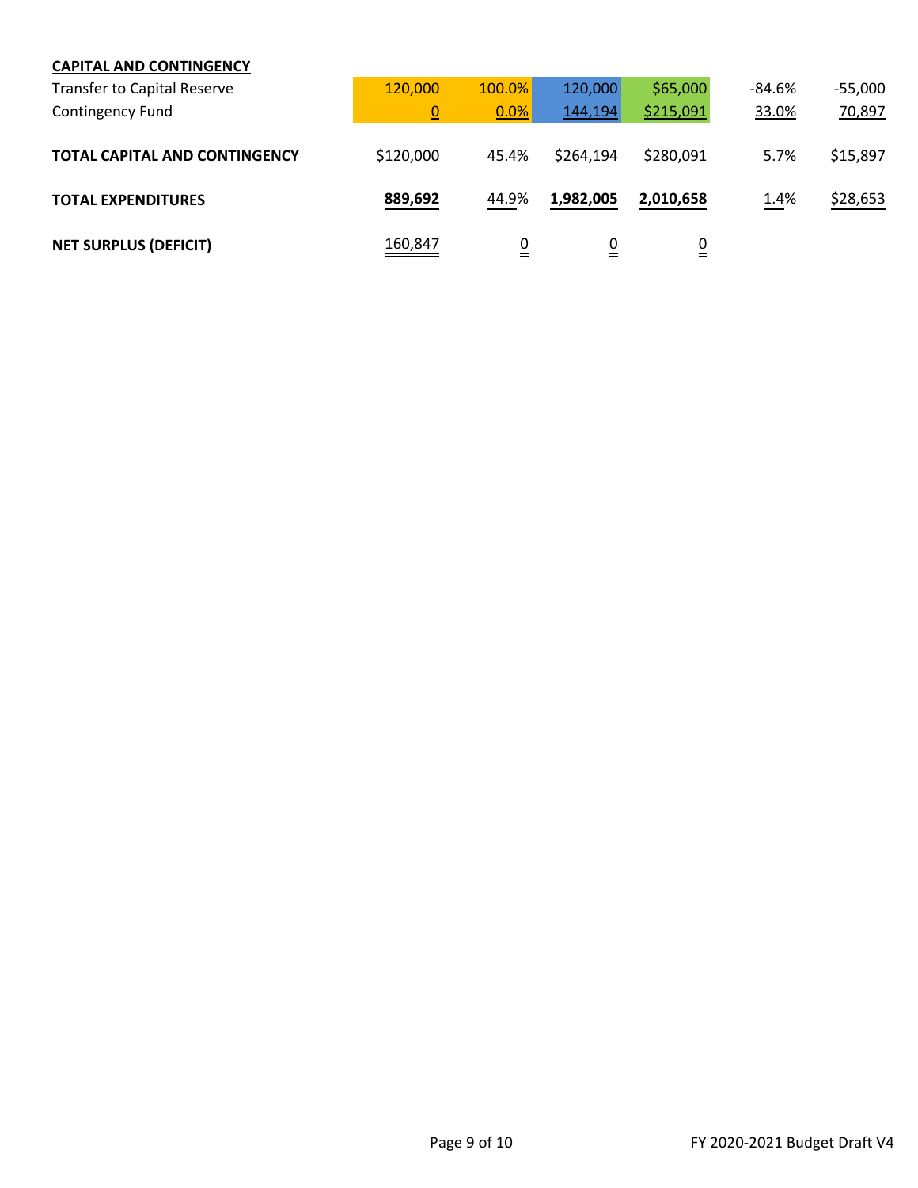| CAPITAL AND CONTINGENCY | | | | | | |
|---|---|---|---|---|---|---|
| Transfer to Capital Reserve | 120,000 | 100.0% | 120,000 | $65,000 | -84.6% | -55,000 |
| Contingency Fund | 0 | 0.0% | 144,194 | $215,091 | 33.0% | 70,897 |
| **TOTAL CAPITAL AND CONTINGENCY** | $120,000 | 45.4% | $264,194 | $280,091 | 5.7% | $15,897 |
| **TOTAL EXPENDITURES** | **889,692** | 44.9% | **1,982,005** | **2,010,658** | 1.4% | $28,653 |
| **NET SURPLUS (DEFICIT)** | 160,847 | 0 | 0 | 0 | | |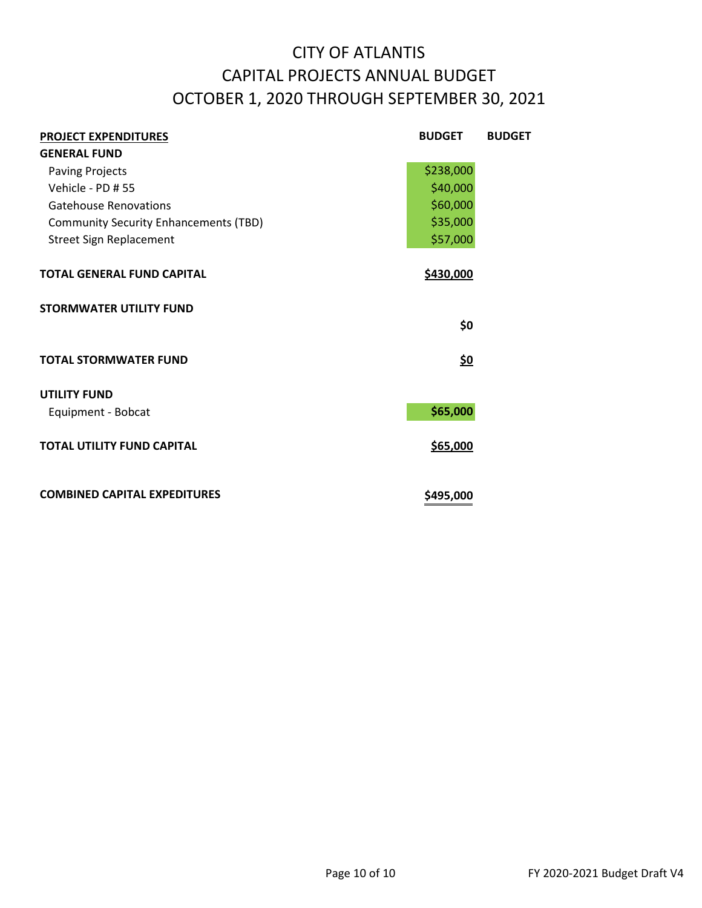# CITY OF ATLANTIS
# CAPITAL PROJECTS ANNUAL BUDGET
# OCTOBER 1, 2020 THROUGH SEPTEMBER 30, 2021

| PROJECT EXPENDITURES | BUDGET | BUDGET |
|---|---|---|
| **GENERAL FUND** | | |
| Paving Projects | $238,000 | |
| Vehicle - PD # 55 | $40,000 | |
| Gatehouse Renovations | $60,000 | |
| Community Security Enhancements (TBD) | $35,000 | |
| Street Sign Replacement | $57,000 | |
| **TOTAL GENERAL FUND CAPITAL** | **$430,000** | |
| **STORMWATER UTILITY FUND** | | |
| | **$0** | |
| **TOTAL STORMWATER FUND** | **$0** | |
| **UTILITY FUND** | | |
| Equipment - Bobcat | **$65,000** | |
| **TOTAL UTILITY FUND CAPITAL** | **$65,000** | |
| **COMBINED CAPITAL EXPEDITURES** | **$495,000** | |